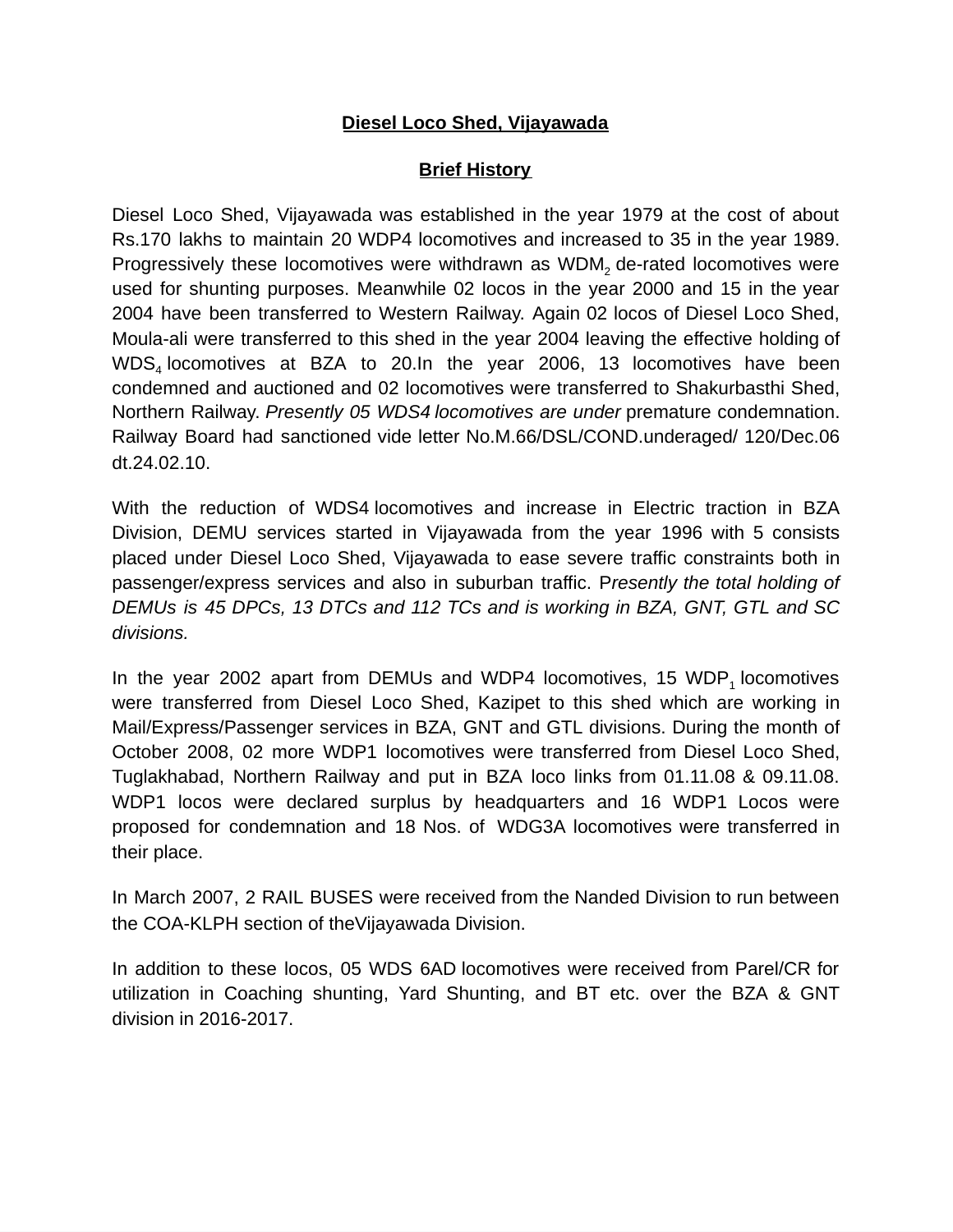# Diesel Loco Shed, Vijayawada

## Brief History

Diesel Loco Shed, Vijayawada was established in the year 1979 at the cost of about Rs.170 lakhs to maintain 20 WDP4 locomotives and increased to 35 in the year 1989. Progressively these locomotives were withdrawn as $WDM_2$ de-rated locomotives were used for shunting purposes. Meanwhile 02 locos in the year 2000 and 15 in the year 2004 have been transferred to Western Railway. Again 02 locos of Diesel Loco Shed, Moula-ali were transferred to this shed in the year 2004 leaving the effective holding of $WDS_4$ locomotives at BZA to 20.In the year 2006, 13 locomotives have been condemned and auctioned and 02 locomotives were transferred to Shakurbasthi Shed, Northern Railway. *Presently 05 WDS4 locomotives are under* premature condemnation. Railway Board had sanctioned vide letter No.M.66/DSL/COND.underaged/ 120/Dec.06 dt.24.02.10.

With the reduction of WDS4 locomotives and increase in Electric traction in BZA Division, DEMU services started in Vijayawada from the year 1996 with 5 consists placed under Diesel Loco Shed, Vijayawada to ease severe traffic constraints both in passenger/express services and also in suburban traffic. P*resently the total holding of DEMUs is 45 DPCs, 13 DTCs and 112 TCs and is working in BZA, GNT, GTL and SC divisions.*

In the year 2002 apart from DEMUs and WDP4 locomotives, 15 $WDP_1$ locomotives were transferred from Diesel Loco Shed, Kazipet to this shed which are working in Mail/Express/Passenger services in BZA, GNT and GTL divisions. During the month of October 2008, 02 more WDP1 locomotives were transferred from Diesel Loco Shed, Tuglakhabad, Northern Railway and put in BZA loco links from 01.11.08 & 09.11.08. WDP1 locos were declared surplus by headquarters and 16 WDP1 Locos were proposed for condemnation and 18 Nos. of WDG3A locomotives were transferred in their place.

In March 2007, 2 RAIL BUSES were received from the Nanded Division to run between the COA-KLPH section of theVijayawada Division.

In addition to these locos, 05 WDS 6AD locomotives were received from Parel/CR for utilization in Coaching shunting, Yard Shunting, and BT etc. over the BZA & GNT division in 2016-2017.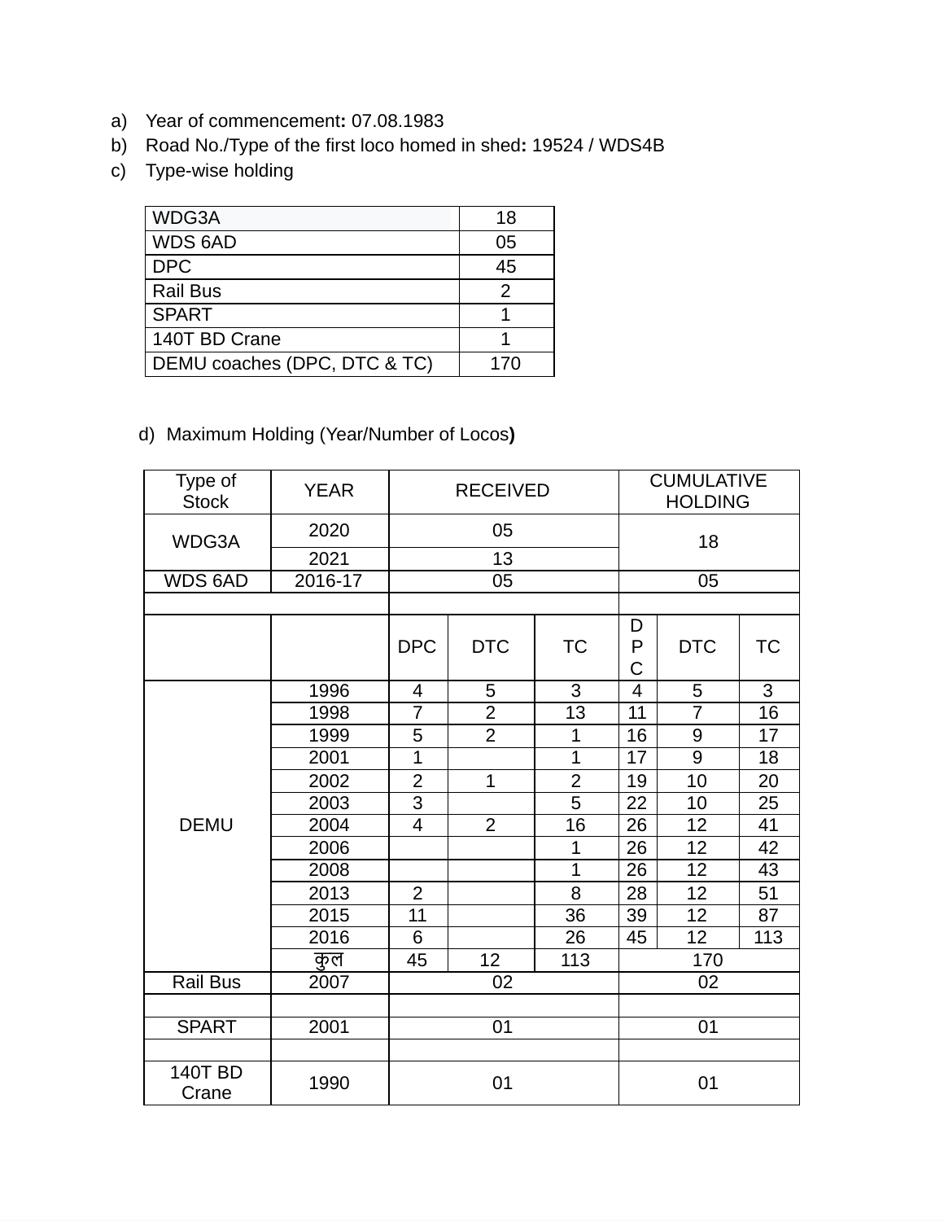a) Year of commencement**:** 07.08.1983
b) Road No./Type of the first loco homed in shed**:** 19524 / WDS4B
c) Type-wise holding

| | |
|---|---|
| WDG3A | 18 |
| WDS 6AD | 05 |
| DPC | 45 |
| Rail Bus | 2 |
| SPART | 1 |
| 140T BD Crane | 1 |
| DEMU coaches (DPC, DTC & TC) | 170 |

d) Maximum Holding (Year/Number of Locos**)**

| Type of Stock | YEAR | RECEIVED | | | CUMULATIVE HOLDING | | |
|---|---|---|---|---|---|---|---|
| WDG3A | 2020 | 05 | | | 18 | | |
| | 2021 | 13 | | | | | |
| WDS 6AD | 2016-17 | 05 | | | 05 | | |
| | | | | | | | |
| | | DPC | DTC | TC | DPC | DTC | TC |
| DEMU | 1996 | 4 | 5 | 3 | 4 | 5 | 3 |
| | 1998 | 7 | 2 | 13 | 11 | 7 | 16 |
| | 1999 | 5 | 2 | 1 | 16 | 9 | 17 |
| | 2001 | 1 | | 1 | 17 | 9 | 18 |
| | 2002 | 2 | 1 | 2 | 19 | 10 | 20 |
| | 2003 | 3 | | 5 | 22 | 10 | 25 |
| | 2004 | 4 | 2 | 16 | 26 | 12 | 41 |
| | 2006 | | | 1 | 26 | 12 | 42 |
| | 2008 | | | 1 | 26 | 12 | 43 |
| | 2013 | 2 | | 8 | 28 | 12 | 51 |
| | 2015 | 11 | | 36 | 39 | 12 | 87 |
| | 2016 | 6 | | 26 | 45 | 12 | 113 |
| | कुल | 45 | 12 | 113 | 170 | | |
| Rail Bus | 2007 | 02 | | | 02 | | |
| | | | | | | | |
| SPART | 2001 | 01 | | | 01 | | |
| | | | | | | | |
| 140T BD Crane | 1990 | 01 | | | 01 | | |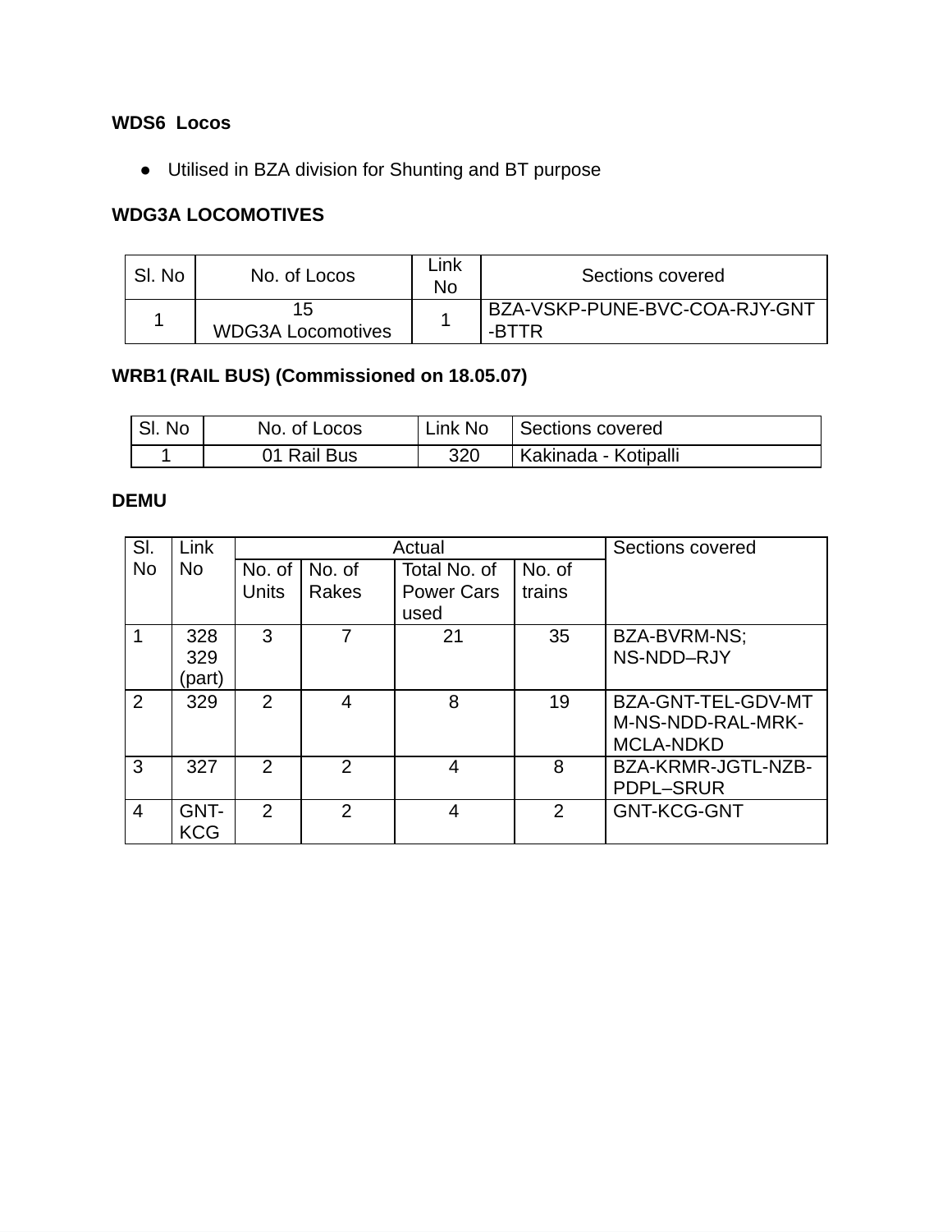**WDS6 Locos**

- Utilised in BZA division for Shunting and BT purpose

**WDG3A LOCOMOTIVES**

| Sl. No | No. of Locos | Link No | Sections covered |
|---|---|---|---|
| 1 | 15 WDG3A Locomotives | 1 | BZA-VSKP-PUNE-BVC-COA-RJY-GNT-BTTR |

**WRB1 (RAIL BUS) (Commissioned on 18.05.07)**

| Sl. No | No. of Locos | Link No | Sections covered |
|---|---|---|---|
| 1 | 01 Rail Bus | 320 | Kakinada - Kotipalli |

**DEMU**

| Sl. No | Link No | Actual | | | | Sections covered |
|---|---|---|---|---|---|---|
| | | No. of Units | No. of Rakes | Total No. of Power Cars used | No. of trains | |
| 1 | 328 329 (part) | 3 | 7 | 21 | 35 | BZA-BVRM-NS; NS-NDD–RJY |
| 2 | 329 | 2 | 4 | 8 | 19 | BZA-GNT-TEL-GDV-MTM-NS-NDD-RAL-MRK-MCLA-NDKD |
| 3 | 327 | 2 | 2 | 4 | 8 | BZA-KRMR-JGTL-NZB-PDPL–SRUR |
| 4 | GNT-KCG | 2 | 2 | 4 | 2 | GNT-KCG-GNT |